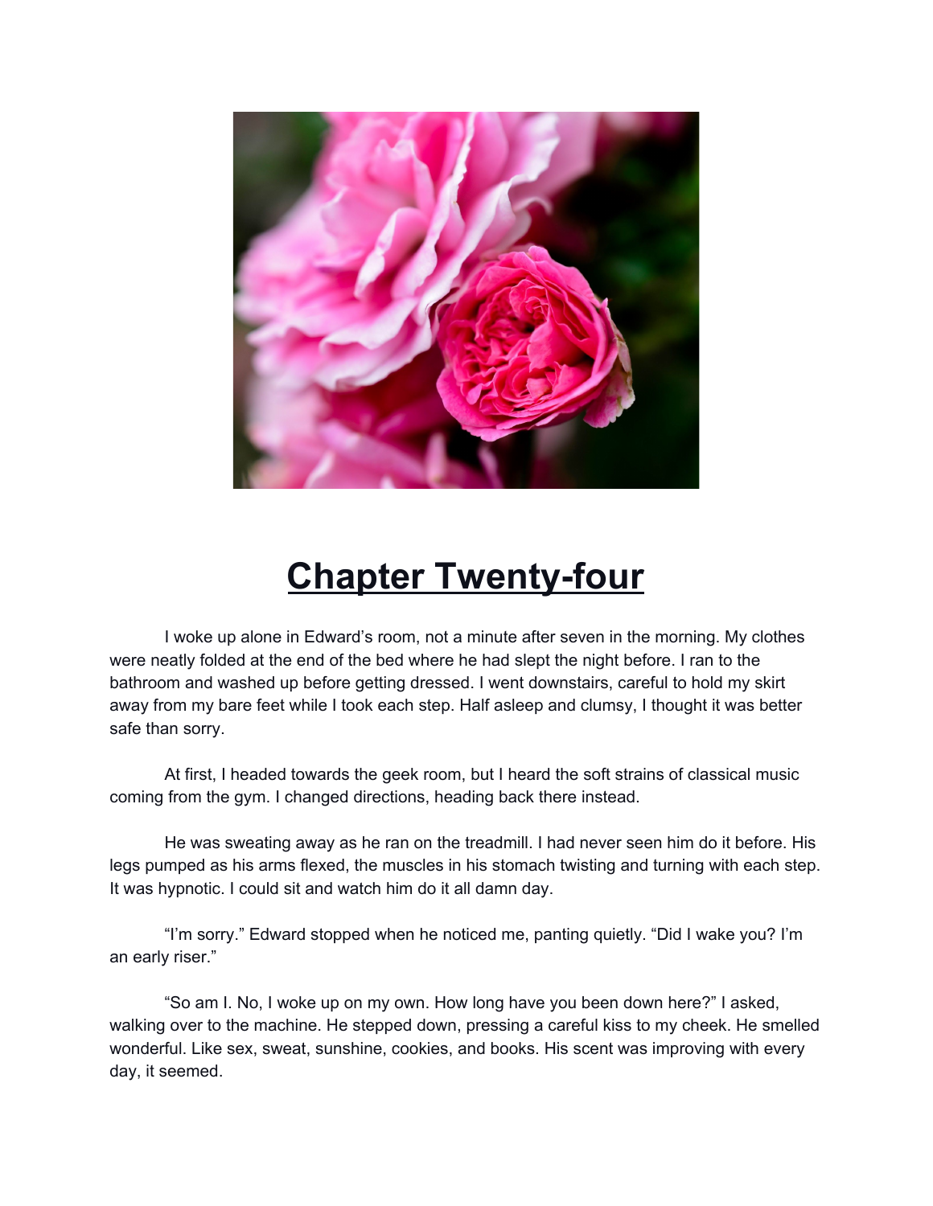# Chapter Twenty-four

I woke up alone in Edward's room, not a minute after seven in the morning. My clothes were neatly folded at the end of the bed where he had slept the night before. I ran to the bathroom and washed up before getting dressed. I went downstairs, careful to hold my skirt away from my bare feet while I took each step. Half asleep and clumsy, I thought it was better safe than sorry.

At first, I headed towards the geek room, but I heard the soft strains of classical music coming from the gym. I changed directions, heading back there instead.

He was sweating away as he ran on the treadmill. I had never seen him do it before. His legs pumped as his arms flexed, the muscles in his stomach twisting and turning with each step. It was hypnotic. I could sit and watch him do it all damn day.

"I'm sorry." Edward stopped when he noticed me, panting quietly. "Did I wake you? I'm an early riser."

"So am I. No, I woke up on my own. How long have you been down here?" I asked, walking over to the machine. He stepped down, pressing a careful kiss to my cheek. He smelled wonderful. Like sex, sweat, sunshine, cookies, and books. His scent was improving with every day, it seemed.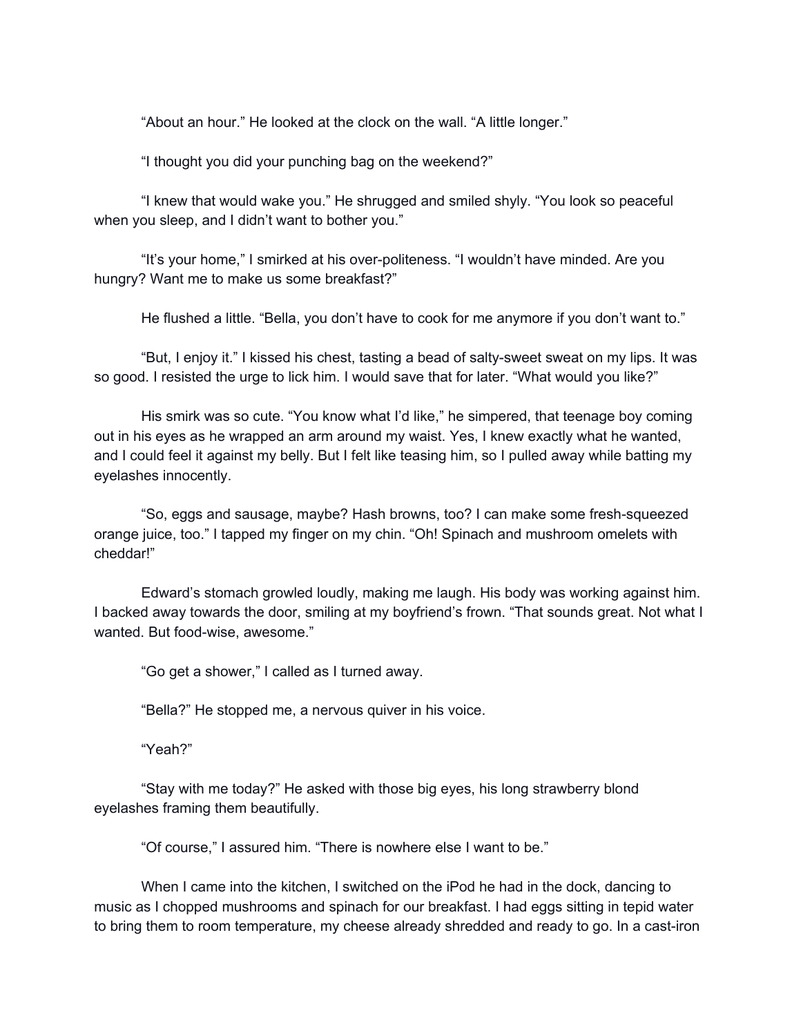"About an hour." He looked at the clock on the wall. "A little longer."

"I thought you did your punching bag on the weekend?"

"I knew that would wake you." He shrugged and smiled shyly. "You look so peaceful when you sleep, and I didn't want to bother you."

"It's your home," I smirked at his over-politeness. "I wouldn't have minded. Are you hungry? Want me to make us some breakfast?"

He flushed a little. "Bella, you don't have to cook for me anymore if you don't want to."

"But, I enjoy it." I kissed his chest, tasting a bead of salty-sweet sweat on my lips. It was so good. I resisted the urge to lick him. I would save that for later. "What would you like?"

His smirk was so cute. "You know what I'd like," he simpered, that teenage boy coming out in his eyes as he wrapped an arm around my waist. Yes, I knew exactly what he wanted, and I could feel it against my belly. But I felt like teasing him, so I pulled away while batting my eyelashes innocently.

"So, eggs and sausage, maybe? Hash browns, too? I can make some fresh-squeezed orange juice, too." I tapped my finger on my chin. "Oh! Spinach and mushroom omelets with cheddar!"

Edward's stomach growled loudly, making me laugh. His body was working against him. I backed away towards the door, smiling at my boyfriend's frown. "That sounds great. Not what I wanted. But food-wise, awesome."

"Go get a shower," I called as I turned away.

"Bella?" He stopped me, a nervous quiver in his voice.

"Yeah?"

"Stay with me today?" He asked with those big eyes, his long strawberry blond eyelashes framing them beautifully.

"Of course," I assured him. "There is nowhere else I want to be."

When I came into the kitchen, I switched on the iPod he had in the dock, dancing to music as I chopped mushrooms and spinach for our breakfast. I had eggs sitting in tepid water to bring them to room temperature, my cheese already shredded and ready to go. In a cast-iron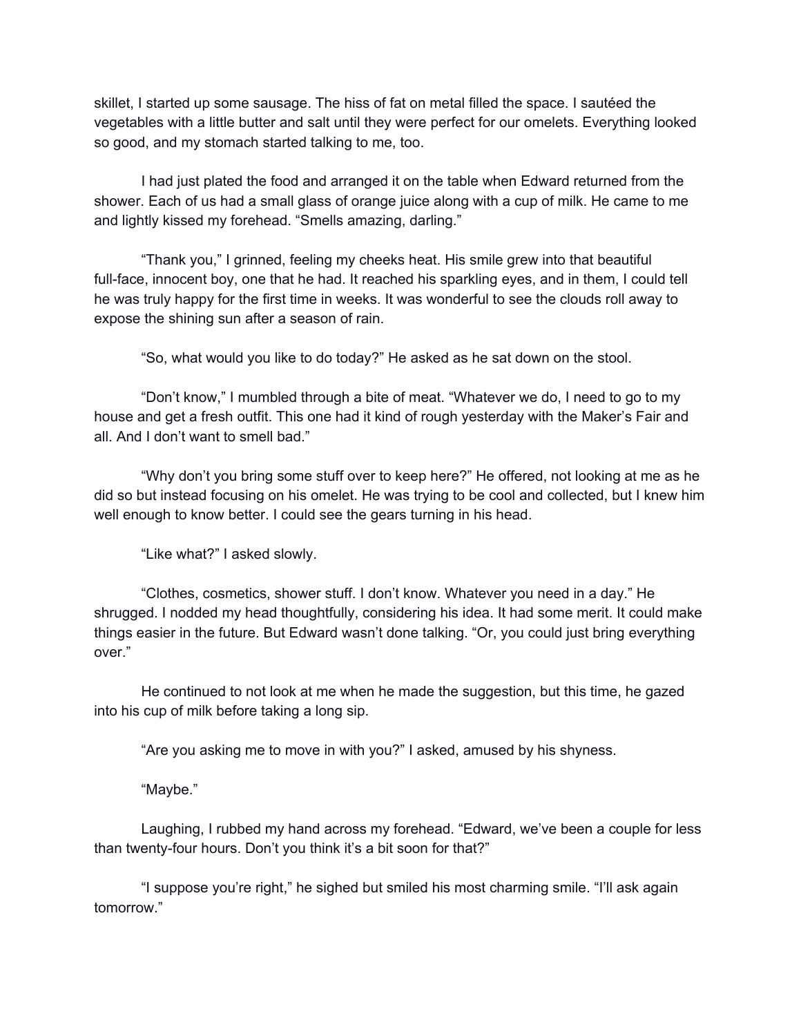skillet, I started up some sausage. The hiss of fat on metal filled the space. I sautéed the vegetables with a little butter and salt until they were perfect for our omelets. Everything looked so good, and my stomach started talking to me, too.

I had just plated the food and arranged it on the table when Edward returned from the shower. Each of us had a small glass of orange juice along with a cup of milk. He came to me and lightly kissed my forehead. "Smells amazing, darling."

"Thank you," I grinned, feeling my cheeks heat. His smile grew into that beautiful full-face, innocent boy, one that he had. It reached his sparkling eyes, and in them, I could tell he was truly happy for the first time in weeks. It was wonderful to see the clouds roll away to expose the shining sun after a season of rain.

"So, what would you like to do today?" He asked as he sat down on the stool.

"Don't know," I mumbled through a bite of meat. "Whatever we do, I need to go to my house and get a fresh outfit. This one had it kind of rough yesterday with the Maker's Fair and all. And I don't want to smell bad."

"Why don't you bring some stuff over to keep here?" He offered, not looking at me as he did so but instead focusing on his omelet. He was trying to be cool and collected, but I knew him well enough to know better. I could see the gears turning in his head.

"Like what?" I asked slowly.

"Clothes, cosmetics, shower stuff. I don't know. Whatever you need in a day." He shrugged. I nodded my head thoughtfully, considering his idea. It had some merit. It could make things easier in the future. But Edward wasn't done talking. "Or, you could just bring everything over."

He continued to not look at me when he made the suggestion, but this time, he gazed into his cup of milk before taking a long sip.

"Are you asking me to move in with you?" I asked, amused by his shyness.

"Maybe."

Laughing, I rubbed my hand across my forehead. "Edward, we've been a couple for less than twenty-four hours. Don't you think it's a bit soon for that?"

"I suppose you're right," he sighed but smiled his most charming smile. "I'll ask again tomorrow."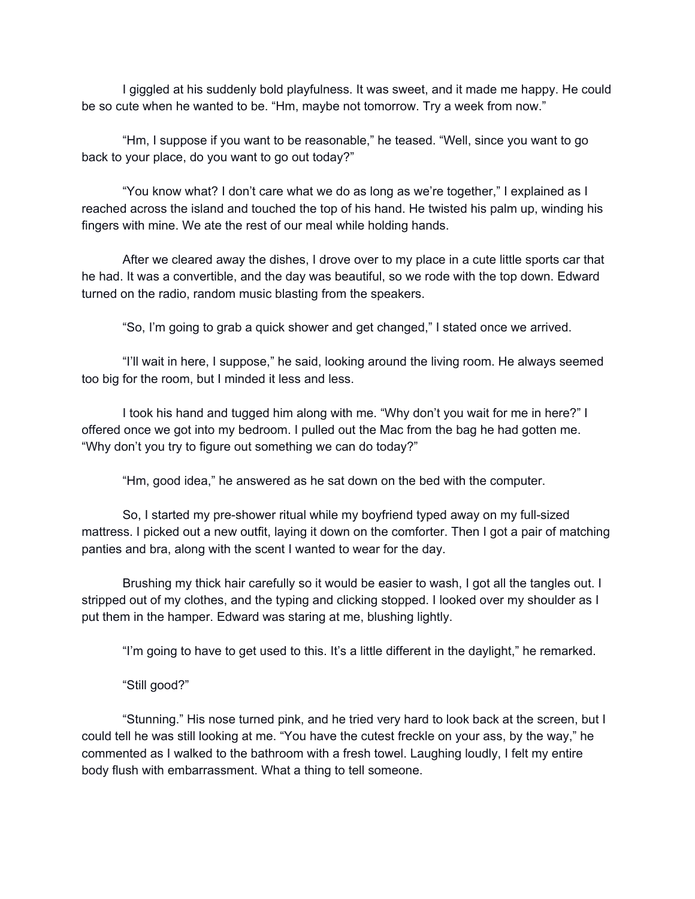I giggled at his suddenly bold playfulness. It was sweet, and it made me happy. He could be so cute when he wanted to be. “Hm, maybe not tomorrow. Try a week from now.”

“Hm, I suppose if you want to be reasonable,” he teased. “Well, since you want to go back to your place, do you want to go out today?”

“You know what? I don’t care what we do as long as we’re together,” I explained as I reached across the island and touched the top of his hand. He twisted his palm up, winding his fingers with mine. We ate the rest of our meal while holding hands.

After we cleared away the dishes, I drove over to my place in a cute little sports car that he had. It was a convertible, and the day was beautiful, so we rode with the top down. Edward turned on the radio, random music blasting from the speakers.

“So, I’m going to grab a quick shower and get changed,” I stated once we arrived.

“I’ll wait in here, I suppose,” he said, looking around the living room. He always seemed too big for the room, but I minded it less and less.

I took his hand and tugged him along with me. “Why don’t you wait for me in here?” I offered once we got into my bedroom. I pulled out the Mac from the bag he had gotten me. “Why don’t you try to figure out something we can do today?”

“Hm, good idea,” he answered as he sat down on the bed with the computer.

So, I started my pre-shower ritual while my boyfriend typed away on my full-sized mattress. I picked out a new outfit, laying it down on the comforter. Then I got a pair of matching panties and bra, along with the scent I wanted to wear for the day.

Brushing my thick hair carefully so it would be easier to wash, I got all the tangles out. I stripped out of my clothes, and the typing and clicking stopped. I looked over my shoulder as I put them in the hamper. Edward was staring at me, blushing lightly.

“I’m going to have to get used to this. It’s a little different in the daylight,” he remarked.

“Still good?”

“Stunning.” His nose turned pink, and he tried very hard to look back at the screen, but I could tell he was still looking at me. “You have the cutest freckle on your ass, by the way,” he commented as I walked to the bathroom with a fresh towel. Laughing loudly, I felt my entire body flush with embarrassment. What a thing to tell someone.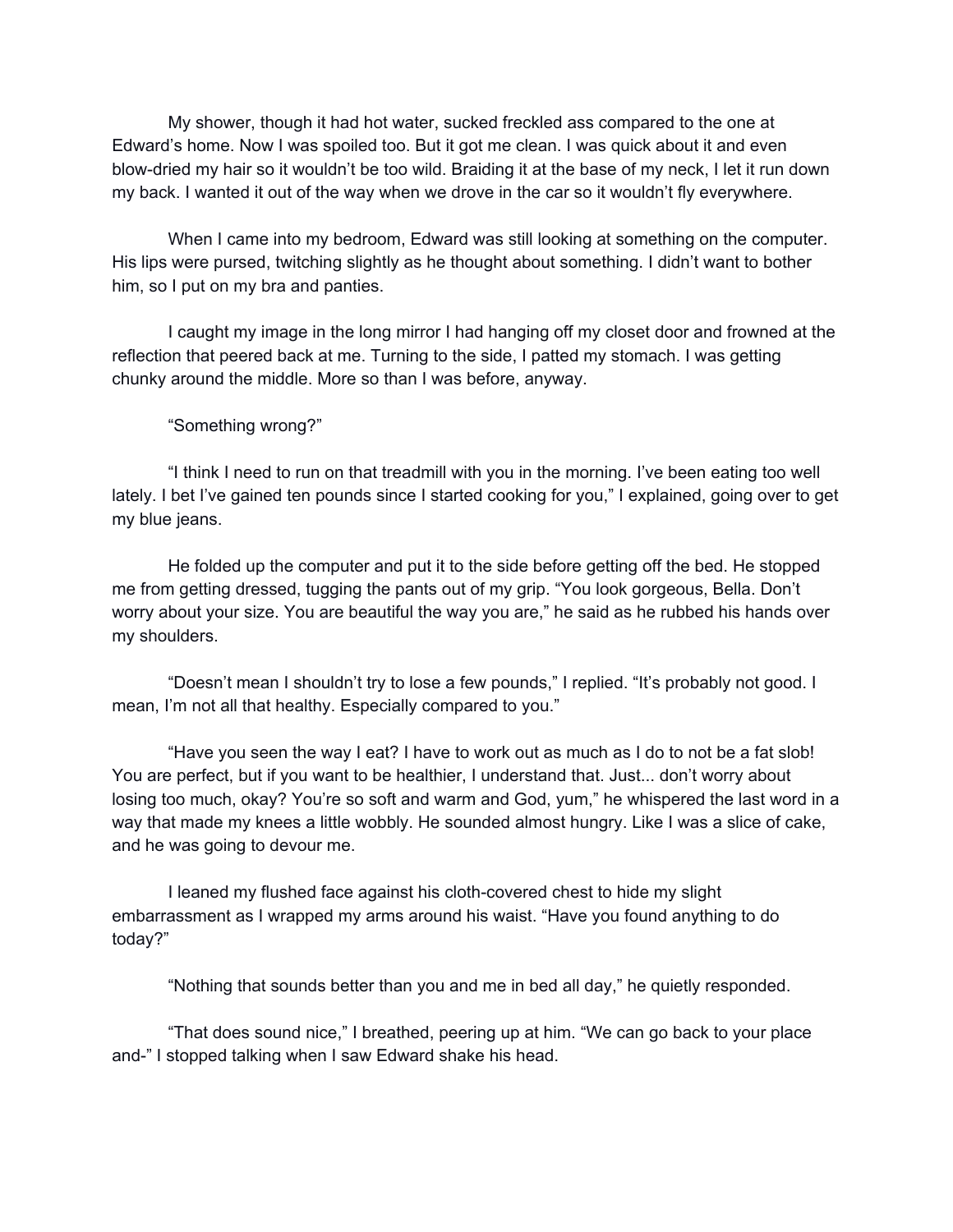My shower, though it had hot water, sucked freckled ass compared to the one at Edward's home. Now I was spoiled too. But it got me clean. I was quick about it and even blow-dried my hair so it wouldn't be too wild. Braiding it at the base of my neck, I let it run down my back. I wanted it out of the way when we drove in the car so it wouldn't fly everywhere.

When I came into my bedroom, Edward was still looking at something on the computer. His lips were pursed, twitching slightly as he thought about something. I didn't want to bother him, so I put on my bra and panties.

I caught my image in the long mirror I had hanging off my closet door and frowned at the reflection that peered back at me. Turning to the side, I patted my stomach. I was getting chunky around the middle. More so than I was before, anyway.

"Something wrong?"

"I think I need to run on that treadmill with you in the morning. I've been eating too well lately. I bet I've gained ten pounds since I started cooking for you," I explained, going over to get my blue jeans.

He folded up the computer and put it to the side before getting off the bed. He stopped me from getting dressed, tugging the pants out of my grip. "You look gorgeous, Bella. Don't worry about your size. You are beautiful the way you are," he said as he rubbed his hands over my shoulders.

"Doesn't mean I shouldn't try to lose a few pounds," I replied. "It's probably not good. I mean, I'm not all that healthy. Especially compared to you."

"Have you seen the way I eat? I have to work out as much as I do to not be a fat slob! You are perfect, but if you want to be healthier, I understand that. Just... don't worry about losing too much, okay? You're so soft and warm and God, yum," he whispered the last word in a way that made my knees a little wobbly. He sounded almost hungry. Like I was a slice of cake, and he was going to devour me.

I leaned my flushed face against his cloth-covered chest to hide my slight embarrassment as I wrapped my arms around his waist. "Have you found anything to do today?"

"Nothing that sounds better than you and me in bed all day," he quietly responded.

"That does sound nice," I breathed, peering up at him. "We can go back to your place and-" I stopped talking when I saw Edward shake his head.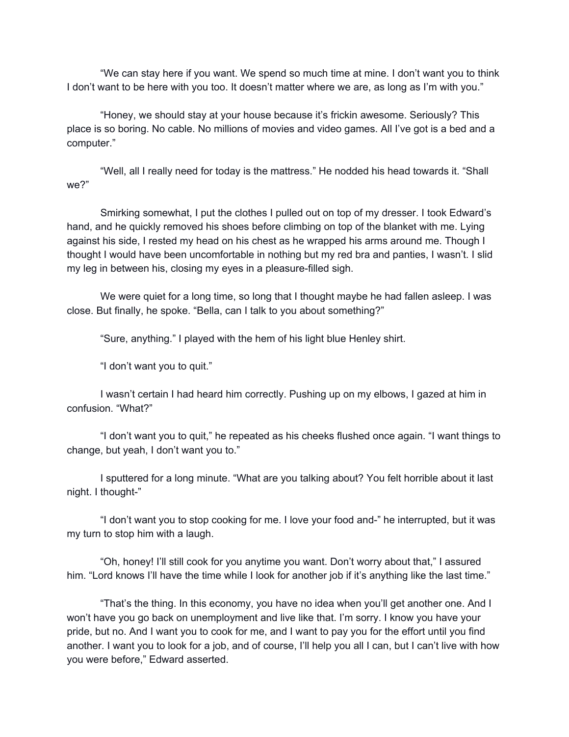"We can stay here if you want. We spend so much time at mine. I don't want you to think I don't want to be here with you too. It doesn't matter where we are, as long as I'm with you."

"Honey, we should stay at your house because it's frickin awesome. Seriously? This place is so boring. No cable. No millions of movies and video games. All I've got is a bed and a computer."

"Well, all I really need for today is the mattress." He nodded his head towards it. "Shall we?"

Smirking somewhat, I put the clothes I pulled out on top of my dresser. I took Edward's hand, and he quickly removed his shoes before climbing on top of the blanket with me. Lying against his side, I rested my head on his chest as he wrapped his arms around me. Though I thought I would have been uncomfortable in nothing but my red bra and panties, I wasn't. I slid my leg in between his, closing my eyes in a pleasure-filled sigh.

We were quiet for a long time, so long that I thought maybe he had fallen asleep. I was close. But finally, he spoke. "Bella, can I talk to you about something?"

"Sure, anything." I played with the hem of his light blue Henley shirt.

"I don't want you to quit."

I wasn't certain I had heard him correctly. Pushing up on my elbows, I gazed at him in confusion. "What?"

"I don't want you to quit," he repeated as his cheeks flushed once again. "I want things to change, but yeah, I don't want you to."

I sputtered for a long minute. "What are you talking about? You felt horrible about it last night. I thought-"

"I don't want you to stop cooking for me. I love your food and-" he interrupted, but it was my turn to stop him with a laugh.

"Oh, honey! I'll still cook for you anytime you want. Don't worry about that," I assured him. "Lord knows I'll have the time while I look for another job if it's anything like the last time."

"That's the thing. In this economy, you have no idea when you'll get another one. And I won't have you go back on unemployment and live like that. I'm sorry. I know you have your pride, but no. And I want you to cook for me, and I want to pay you for the effort until you find another. I want you to look for a job, and of course, I'll help you all I can, but I can't live with how you were before," Edward asserted.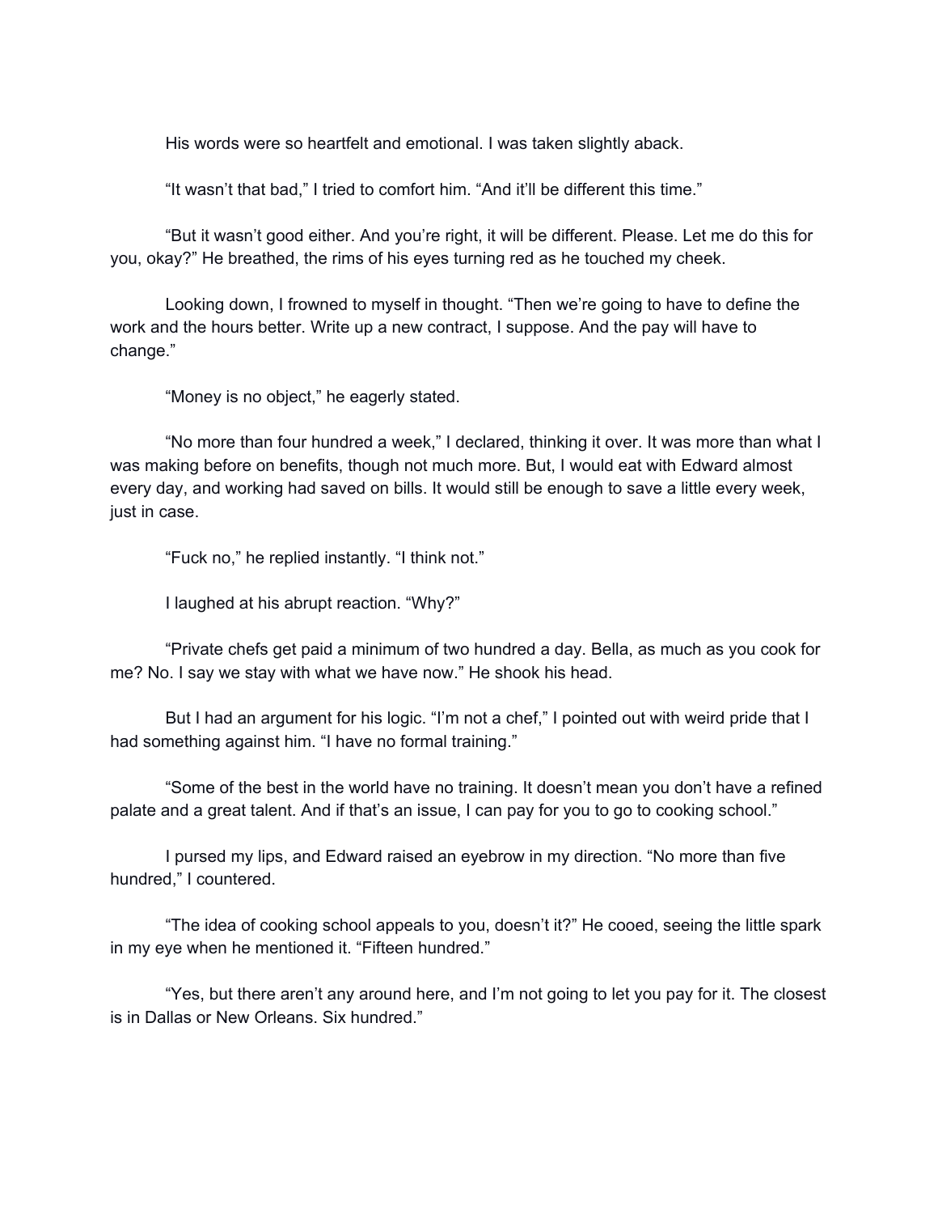His words were so heartfelt and emotional. I was taken slightly aback.

"It wasn't that bad," I tried to comfort him. "And it'll be different this time."

"But it wasn't good either. And you're right, it will be different. Please. Let me do this for you, okay?" He breathed, the rims of his eyes turning red as he touched my cheek.

Looking down, I frowned to myself in thought. "Then we're going to have to define the work and the hours better. Write up a new contract, I suppose. And the pay will have to change."

"Money is no object," he eagerly stated.

"No more than four hundred a week," I declared, thinking it over. It was more than what I was making before on benefits, though not much more. But, I would eat with Edward almost every day, and working had saved on bills. It would still be enough to save a little every week, just in case.

"Fuck no," he replied instantly. "I think not."

I laughed at his abrupt reaction. "Why?"

"Private chefs get paid a minimum of two hundred a day. Bella, as much as you cook for me? No. I say we stay with what we have now." He shook his head.

But I had an argument for his logic. "I'm not a chef," I pointed out with weird pride that I had something against him. "I have no formal training."

"Some of the best in the world have no training. It doesn't mean you don't have a refined palate and a great talent. And if that's an issue, I can pay for you to go to cooking school."

I pursed my lips, and Edward raised an eyebrow in my direction. "No more than five hundred," I countered.

"The idea of cooking school appeals to you, doesn't it?" He cooed, seeing the little spark in my eye when he mentioned it. "Fifteen hundred."

"Yes, but there aren't any around here, and I'm not going to let you pay for it. The closest is in Dallas or New Orleans. Six hundred."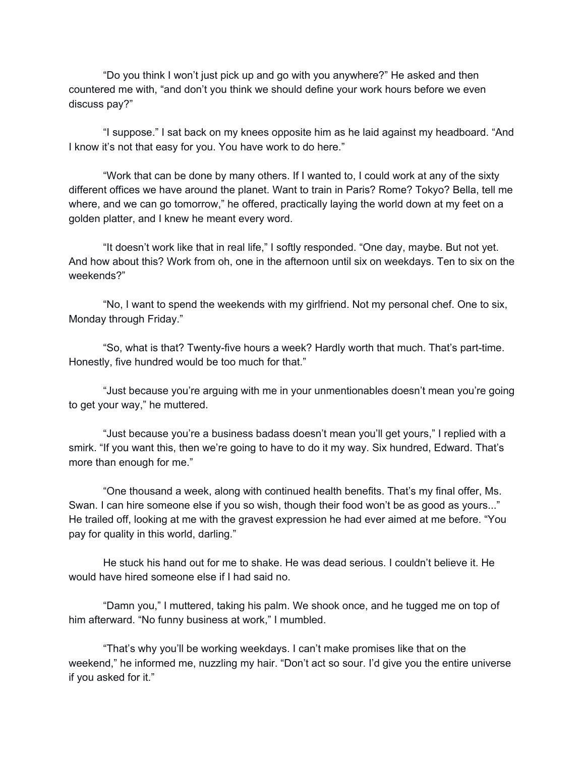"Do you think I won't just pick up and go with you anywhere?" He asked and then countered me with, "and don't you think we should define your work hours before we even discuss pay?"

"I suppose." I sat back on my knees opposite him as he laid against my headboard. "And I know it's not that easy for you. You have work to do here."

"Work that can be done by many others. If I wanted to, I could work at any of the sixty different offices we have around the planet. Want to train in Paris? Rome? Tokyo? Bella, tell me where, and we can go tomorrow," he offered, practically laying the world down at my feet on a golden platter, and I knew he meant every word.

"It doesn't work like that in real life," I softly responded. "One day, maybe. But not yet. And how about this? Work from oh, one in the afternoon until six on weekdays. Ten to six on the weekends?"

"No, I want to spend the weekends with my girlfriend. Not my personal chef. One to six, Monday through Friday."

"So, what is that? Twenty-five hours a week? Hardly worth that much. That's part-time. Honestly, five hundred would be too much for that."

"Just because you're arguing with me in your unmentionables doesn't mean you're going to get your way," he muttered.

"Just because you're a business badass doesn't mean you'll get yours," I replied with a smirk. "If you want this, then we're going to have to do it my way. Six hundred, Edward. That's more than enough for me."

"One thousand a week, along with continued health benefits. That's my final offer, Ms. Swan. I can hire someone else if you so wish, though their food won't be as good as yours..." He trailed off, looking at me with the gravest expression he had ever aimed at me before. "You pay for quality in this world, darling."

He stuck his hand out for me to shake. He was dead serious. I couldn't believe it. He would have hired someone else if I had said no.

"Damn you," I muttered, taking his palm. We shook once, and he tugged me on top of him afterward. "No funny business at work," I mumbled.

"That's why you'll be working weekdays. I can't make promises like that on the weekend," he informed me, nuzzling my hair. "Don't act so sour. I'd give you the entire universe if you asked for it."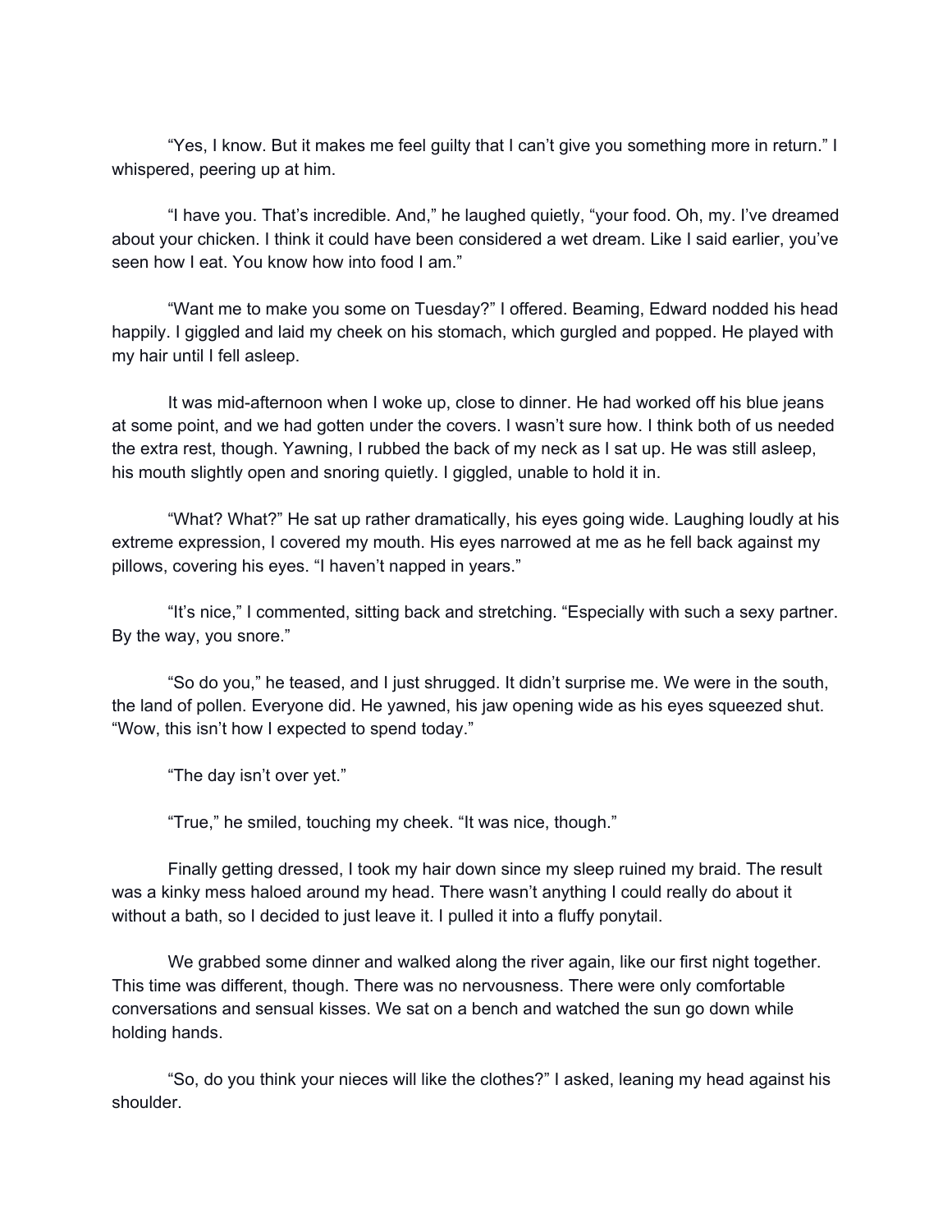"Yes, I know. But it makes me feel guilty that I can't give you something more in return." I whispered, peering up at him.

"I have you. That's incredible. And," he laughed quietly, "your food. Oh, my. I've dreamed about your chicken. I think it could have been considered a wet dream. Like I said earlier, you've seen how I eat. You know how into food I am."

"Want me to make you some on Tuesday?" I offered. Beaming, Edward nodded his head happily. I giggled and laid my cheek on his stomach, which gurgled and popped. He played with my hair until I fell asleep.

It was mid-afternoon when I woke up, close to dinner. He had worked off his blue jeans at some point, and we had gotten under the covers. I wasn't sure how. I think both of us needed the extra rest, though. Yawning, I rubbed the back of my neck as I sat up. He was still asleep, his mouth slightly open and snoring quietly. I giggled, unable to hold it in.

"What? What?" He sat up rather dramatically, his eyes going wide. Laughing loudly at his extreme expression, I covered my mouth. His eyes narrowed at me as he fell back against my pillows, covering his eyes. "I haven't napped in years."

"It's nice," I commented, sitting back and stretching. "Especially with such a sexy partner. By the way, you snore."

"So do you," he teased, and I just shrugged. It didn't surprise me. We were in the south, the land of pollen. Everyone did. He yawned, his jaw opening wide as his eyes squeezed shut. "Wow, this isn't how I expected to spend today."

"The day isn't over yet."

"True," he smiled, touching my cheek. "It was nice, though."

Finally getting dressed, I took my hair down since my sleep ruined my braid. The result was a kinky mess haloed around my head. There wasn't anything I could really do about it without a bath, so I decided to just leave it. I pulled it into a fluffy ponytail.

We grabbed some dinner and walked along the river again, like our first night together. This time was different, though. There was no nervousness. There were only comfortable conversations and sensual kisses. We sat on a bench and watched the sun go down while holding hands.

"So, do you think your nieces will like the clothes?" I asked, leaning my head against his shoulder.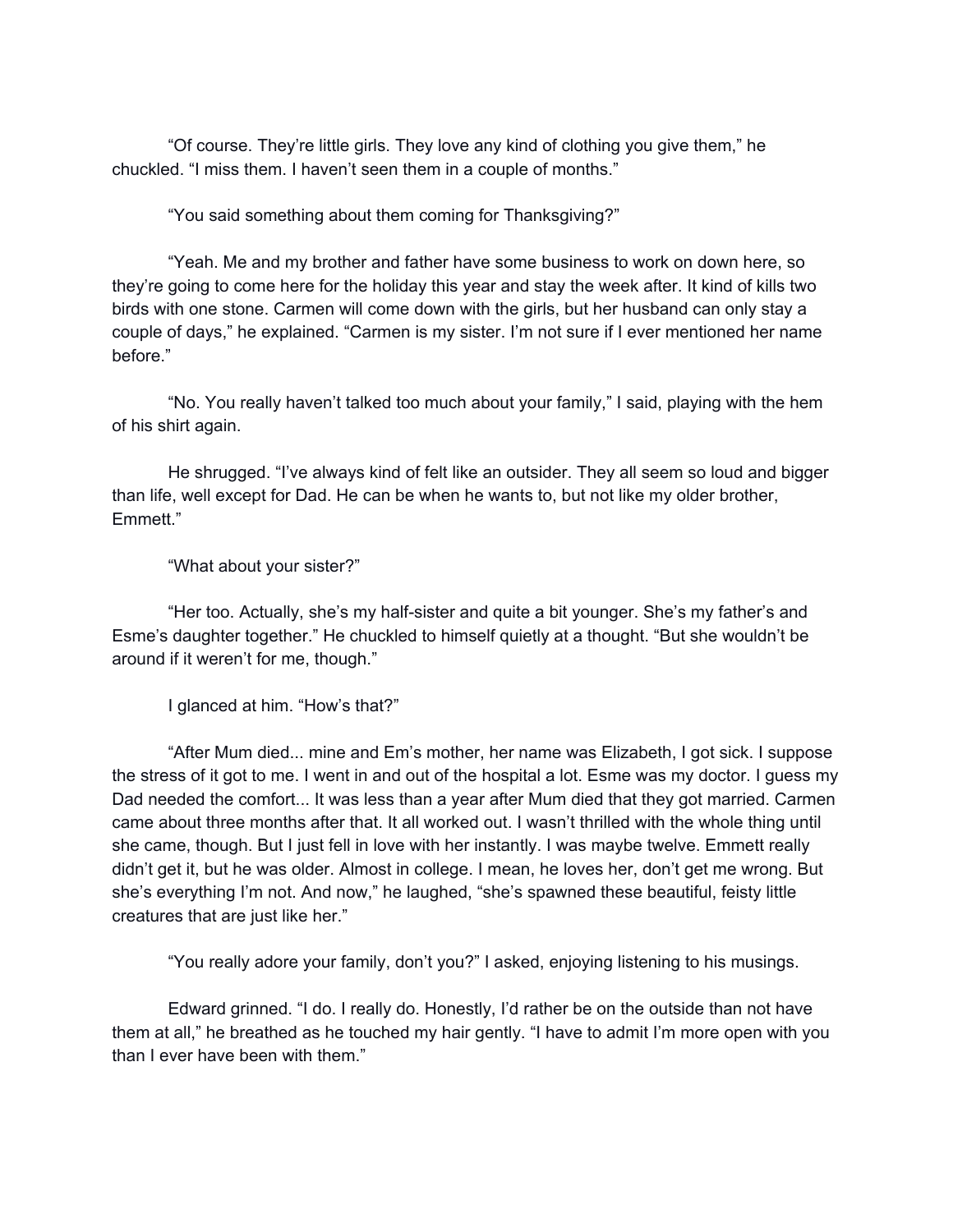"Of course. They're little girls. They love any kind of clothing you give them," he chuckled. "I miss them. I haven't seen them in a couple of months."

"You said something about them coming for Thanksgiving?"

"Yeah. Me and my brother and father have some business to work on down here, so they're going to come here for the holiday this year and stay the week after. It kind of kills two birds with one stone. Carmen will come down with the girls, but her husband can only stay a couple of days," he explained. "Carmen is my sister. I'm not sure if I ever mentioned her name before."

"No. You really haven't talked too much about your family," I said, playing with the hem of his shirt again.

He shrugged. "I've always kind of felt like an outsider. They all seem so loud and bigger than life, well except for Dad. He can be when he wants to, but not like my older brother, Emmett."

"What about your sister?"

"Her too. Actually, she's my half-sister and quite a bit younger. She's my father's and Esme's daughter together." He chuckled to himself quietly at a thought. "But she wouldn't be around if it weren't for me, though."

I glanced at him. "How's that?"

"After Mum died... mine and Em's mother, her name was Elizabeth, I got sick. I suppose the stress of it got to me. I went in and out of the hospital a lot. Esme was my doctor. I guess my Dad needed the comfort... It was less than a year after Mum died that they got married. Carmen came about three months after that. It all worked out. I wasn't thrilled with the whole thing until she came, though. But I just fell in love with her instantly. I was maybe twelve. Emmett really didn't get it, but he was older. Almost in college. I mean, he loves her, don't get me wrong. But she's everything I'm not. And now," he laughed, "she's spawned these beautiful, feisty little creatures that are just like her."

"You really adore your family, don't you?" I asked, enjoying listening to his musings.

Edward grinned. "I do. I really do. Honestly, I'd rather be on the outside than not have them at all," he breathed as he touched my hair gently. "I have to admit I'm more open with you than I ever have been with them."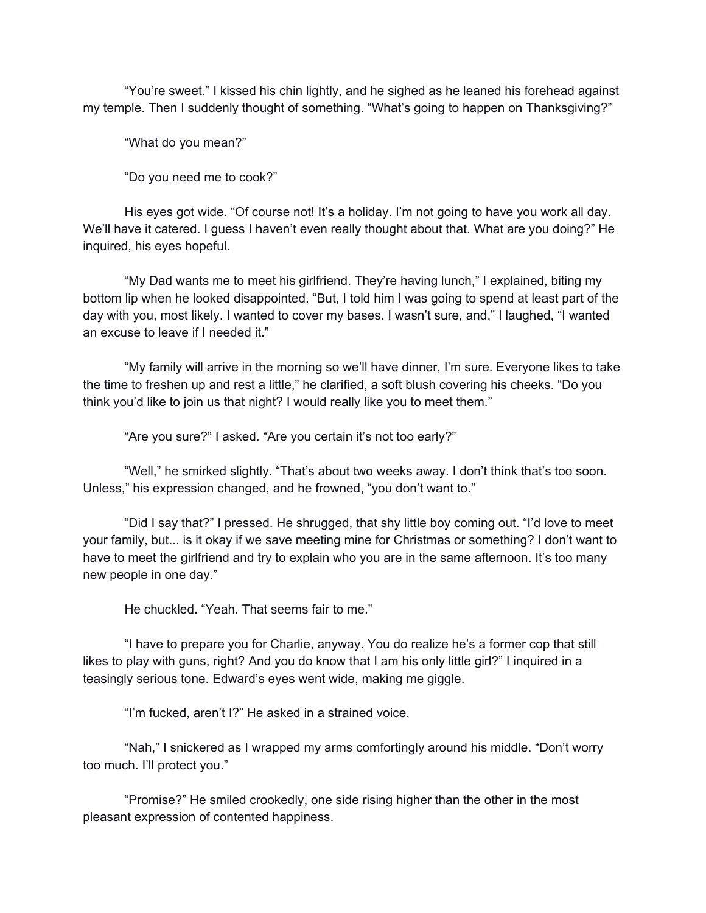"You're sweet." I kissed his chin lightly, and he sighed as he leaned his forehead against my temple. Then I suddenly thought of something. "What's going to happen on Thanksgiving?"

"What do you mean?"

"Do you need me to cook?"

His eyes got wide. "Of course not! It's a holiday. I'm not going to have you work all day. We'll have it catered. I guess I haven't even really thought about that. What are you doing?" He inquired, his eyes hopeful.

"My Dad wants me to meet his girlfriend. They're having lunch," I explained, biting my bottom lip when he looked disappointed. "But, I told him I was going to spend at least part of the day with you, most likely. I wanted to cover my bases. I wasn't sure, and," I laughed, "I wanted an excuse to leave if I needed it."

"My family will arrive in the morning so we'll have dinner, I'm sure. Everyone likes to take the time to freshen up and rest a little," he clarified, a soft blush covering his cheeks. "Do you think you'd like to join us that night? I would really like you to meet them."

"Are you sure?" I asked. "Are you certain it's not too early?"

"Well," he smirked slightly. "That's about two weeks away. I don't think that's too soon. Unless," his expression changed, and he frowned, "you don't want to."

"Did I say that?" I pressed. He shrugged, that shy little boy coming out. "I'd love to meet your family, but... is it okay if we save meeting mine for Christmas or something? I don't want to have to meet the girlfriend and try to explain who you are in the same afternoon. It's too many new people in one day."

He chuckled. "Yeah. That seems fair to me."

"I have to prepare you for Charlie, anyway. You do realize he's a former cop that still likes to play with guns, right? And you do know that I am his only little girl?" I inquired in a teasingly serious tone. Edward's eyes went wide, making me giggle.

"I'm fucked, aren't I?" He asked in a strained voice.

"Nah," I snickered as I wrapped my arms comfortingly around his middle. "Don't worry too much. I'll protect you."

"Promise?" He smiled crookedly, one side rising higher than the other in the most pleasant expression of contented happiness.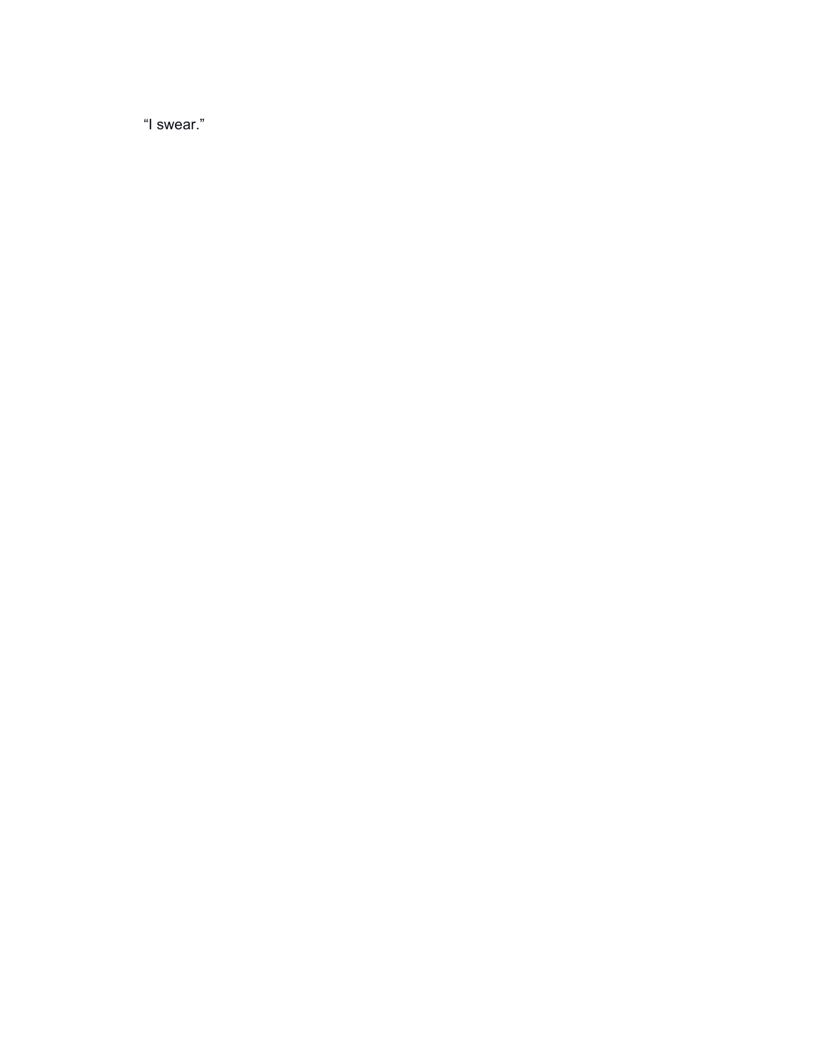“I swear.”